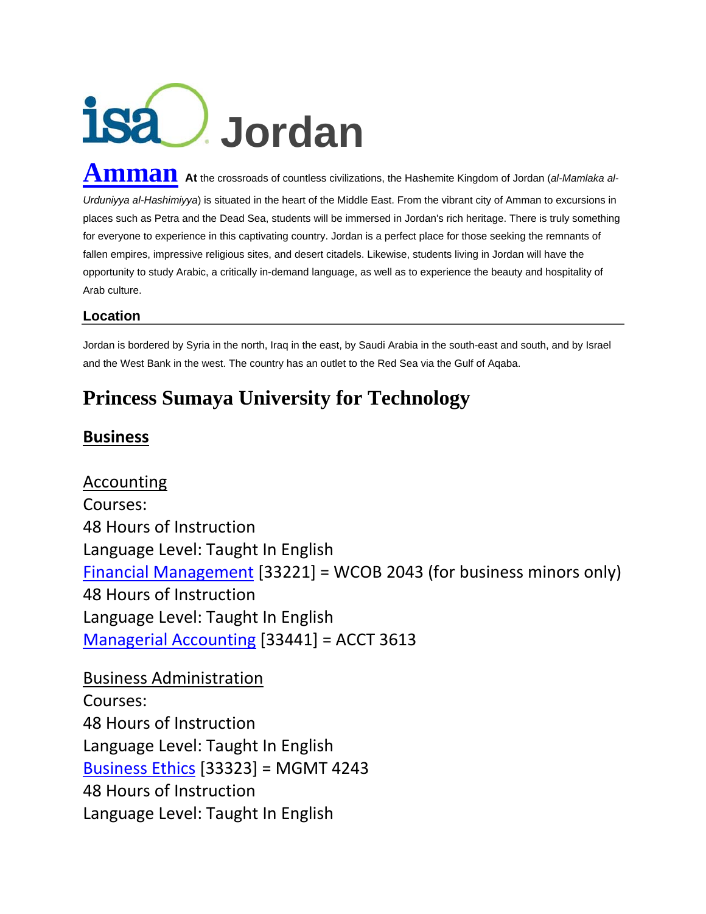# isa Jordan

**Amman** **At** the crossroads of countless civilizations, the Hashemite Kingdom of Jordan (*al-Mamlaka al-Urduniyya al-Hashimiyya*) is situated in the heart of the Middle East. From the vibrant city of Amman to excursions in places such as Petra and the Dead Sea, students will be immersed in Jordan's rich heritage. There is truly something for everyone to experience in this captivating country. Jordan is a perfect place for those seeking the remnants of fallen empires, impressive religious sites, and desert citadels. Likewise, students living in Jordan will have the opportunity to study Arabic, a critically in-demand language, as well as to experience the beauty and hospitality of Arab culture.

### Location

Jordan is bordered by Syria in the north, Iraq in the east, by Saudi Arabia in the south-east and south, and by Israel and the West Bank in the west. The country has an outlet to the Red Sea via the Gulf of Aqaba.

## Princess Sumaya University for Technology

### Business

Accounting
Courses:
48 Hours of Instruction
Language Level: Taught In English
Financial Management [33221] = WCOB 2043 (for business minors only)
48 Hours of Instruction
Language Level: Taught In English
Managerial Accounting [33441] = ACCT 3613

Business Administration
Courses:
48 Hours of Instruction
Language Level: Taught In English
Business Ethics [33323] = MGMT 4243
48 Hours of Instruction
Language Level: Taught In English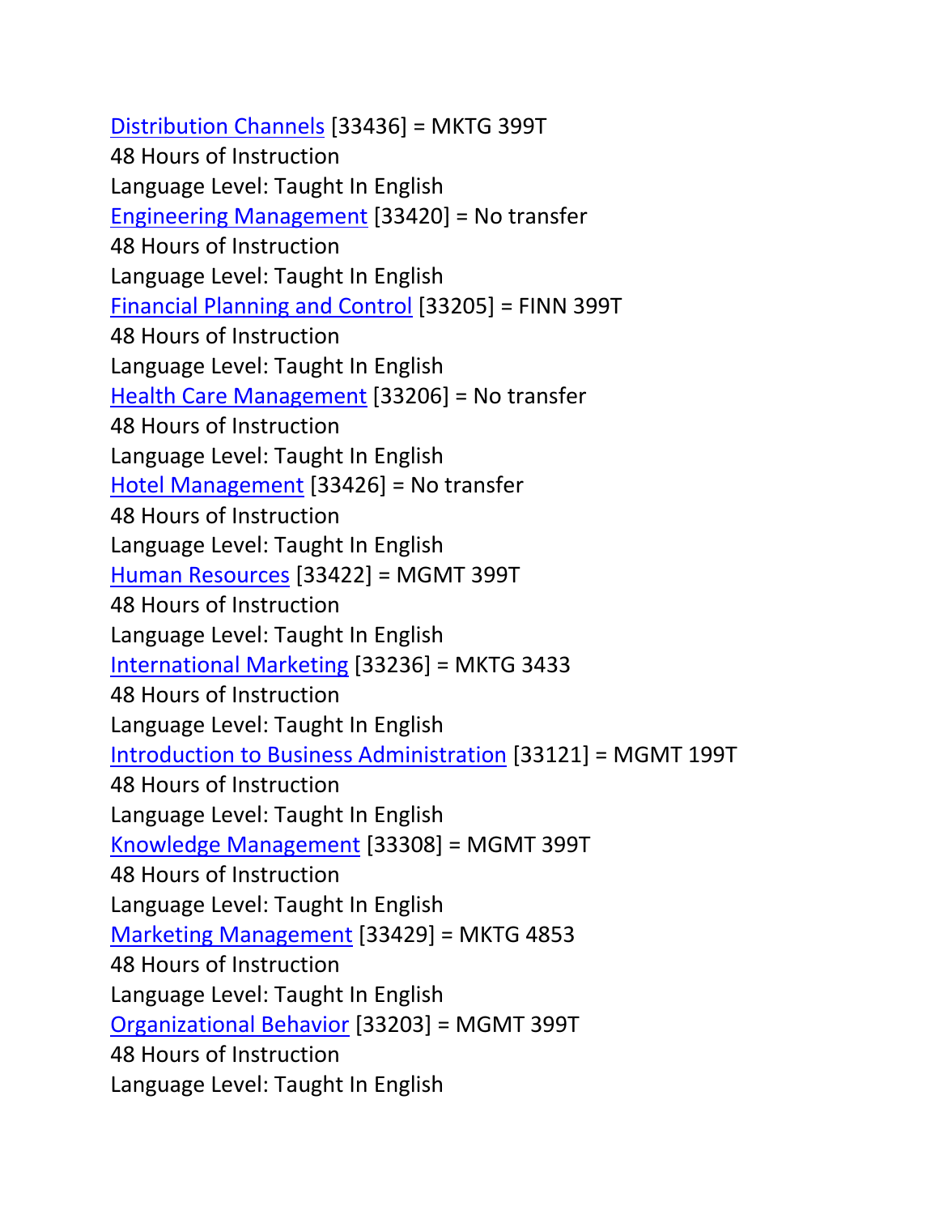Distribution Channels [33436] = MKTG 399T
48 Hours of Instruction
Language Level: Taught In English
Engineering Management [33420] = No transfer
48 Hours of Instruction
Language Level: Taught In English
Financial Planning and Control [33205] = FINN 399T
48 Hours of Instruction
Language Level: Taught In English
Health Care Management [33206] = No transfer
48 Hours of Instruction
Language Level: Taught In English
Hotel Management [33426] = No transfer
48 Hours of Instruction
Language Level: Taught In English
Human Resources [33422] = MGMT 399T
48 Hours of Instruction
Language Level: Taught In English
International Marketing [33236] = MKTG 3433
48 Hours of Instruction
Language Level: Taught In English
Introduction to Business Administration [33121] = MGMT 199T
48 Hours of Instruction
Language Level: Taught In English
Knowledge Management [33308] = MGMT 399T
48 Hours of Instruction
Language Level: Taught In English
Marketing Management [33429] = MKTG 4853
48 Hours of Instruction
Language Level: Taught In English
Organizational Behavior [33203] = MGMT 399T
48 Hours of Instruction
Language Level: Taught In English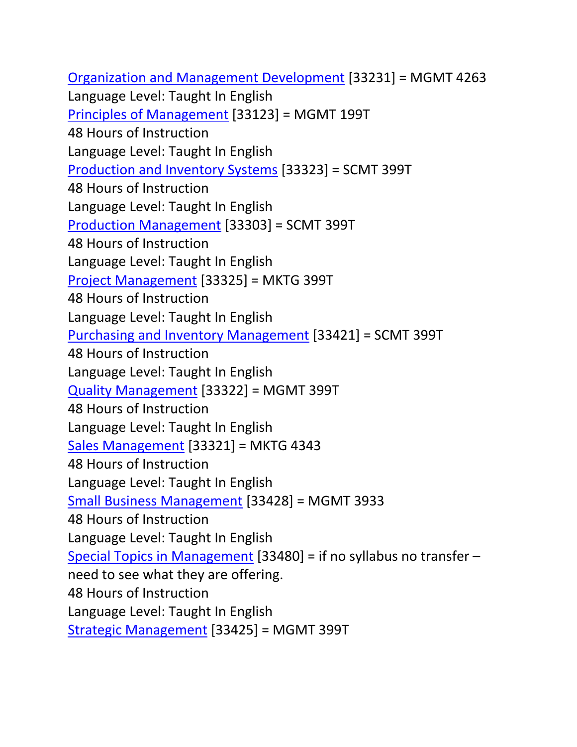Organization and Management Development [33231] = MGMT 4263
Language Level: Taught In English
Principles of Management [33123] = MGMT 199T
48 Hours of Instruction
Language Level: Taught In English
Production and Inventory Systems [33323] = SCMT 399T
48 Hours of Instruction
Language Level: Taught In English
Production Management [33303] = SCMT 399T
48 Hours of Instruction
Language Level: Taught In English
Project Management [33325] = MKTG 399T
48 Hours of Instruction
Language Level: Taught In English
Purchasing and Inventory Management [33421] = SCMT 399T
48 Hours of Instruction
Language Level: Taught In English
Quality Management [33322] = MGMT 399T
48 Hours of Instruction
Language Level: Taught In English
Sales Management [33321] = MKTG 4343
48 Hours of Instruction
Language Level: Taught In English
Small Business Management [33428] = MGMT 3933
48 Hours of Instruction
Language Level: Taught In English
Special Topics in Management [33480] = if no syllabus no transfer – need to see what they are offering.
48 Hours of Instruction
Language Level: Taught In English
Strategic Management [33425] = MGMT 399T